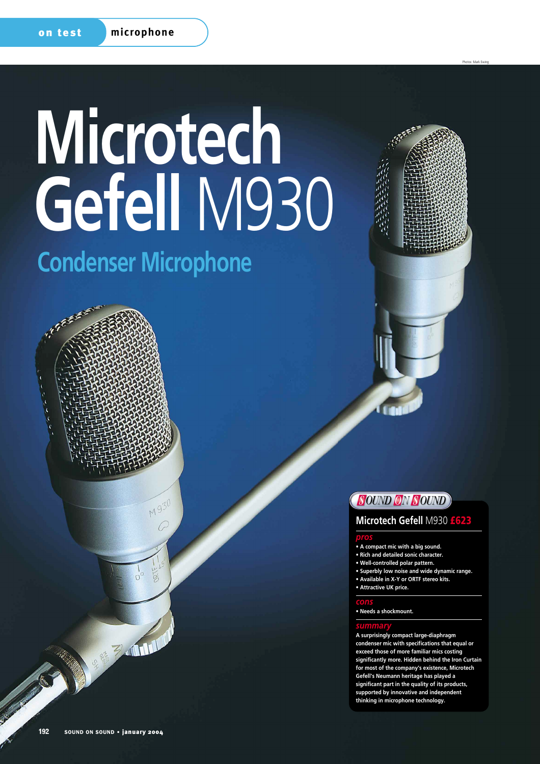# Microtech Gefell M930

## Condenser Microphone

Photos: Mark Ewing

### Microtech Gefell M930 £623

**pros**

- A compact mic with a big sound.
- Rich and detailed sonic character.
- Well-controlled polar pattern.
- Superbly low noise and wide dynamic range.
- Available in X-Y or ORTF stereo kits.
- Attractive UK price.

**cons**

- Needs a shockmount.

**summary**

A surprisingly compact large-diaphragm condenser mic with specifications that equal or exceed those of more familiar mics costing significantly more. Hidden behind the Iron Curtain for most of the company's existence, Microtech Gefell's Neumann heritage has played a significant part in the quality of its products, supported by innovative and independent thinking in microphone technology.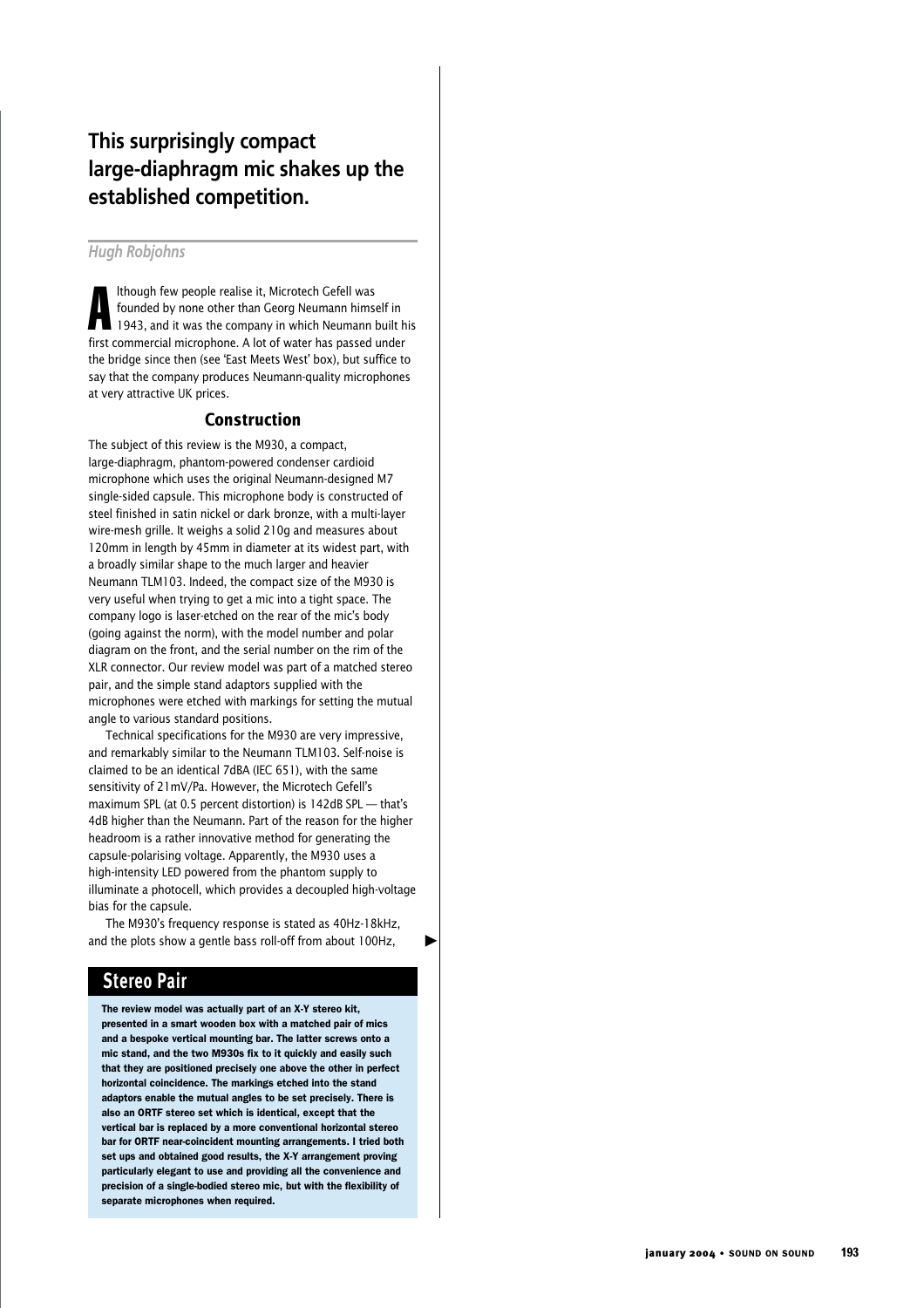## This surprisingly compact large-diaphragm mic shakes up the established competition.

*Hugh Robjohns*

Although few people realise it, Microtech Gefell was founded by none other than Georg Neumann himself in 1943, and it was the company in which Neumann built his first commercial microphone. A lot of water has passed under the bridge since then (see 'East Meets West' box), but suffice to say that the company produces Neumann-quality microphones at very attractive UK prices.

### Construction

The subject of this review is the M930, a compact, large-diaphragm, phantom-powered condenser cardioid microphone which uses the original Neumann-designed M7 single-sided capsule. This microphone body is constructed of steel finished in satin nickel or dark bronze, with a multi-layer wire-mesh grille. It weighs a solid 210g and measures about 120mm in length by 45mm in diameter at its widest part, with a broadly similar shape to the much larger and heavier Neumann TLM103. Indeed, the compact size of the M930 is very useful when trying to get a mic into a tight space. The company logo is laser-etched on the rear of the mic's body (going against the norm), with the model number and polar diagram on the front, and the serial number on the rim of the XLR connector. Our review model was part of a matched stereo pair, and the simple stand adaptors supplied with the microphones were etched with markings for setting the mutual angle to various standard positions.

Technical specifications for the M930 are very impressive, and remarkably similar to the Neumann TLM103. Self-noise is claimed to be an identical 7dBA (IEC 651), with the same sensitivity of 21mV/Pa. However, the Microtech Gefell's maximum SPL (at 0.5 percent distortion) is 142dB SPL — that's 4dB higher than the Neumann. Part of the reason for the higher headroom is a rather innovative method for generating the capsule-polarising voltage. Apparently, the M930 uses a high-intensity LED powered from the phantom supply to illuminate a photocell, which provides a decoupled high-voltage bias for the capsule.

The M930's frequency response is stated as 40Hz-18kHz, and the plots show a gentle bass roll-off from about 100Hz,

### Stereo Pair

**The review model was actually part of an X-Y stereo kit, presented in a smart wooden box with a matched pair of mics and a bespoke vertical mounting bar. The latter screws onto a mic stand, and the two M930s fix to it quickly and easily such that they are positioned precisely one above the other in perfect horizontal coincidence. The markings etched into the stand adaptors enable the mutual angles to be set precisely. There is also an ORTF stereo set which is identical, except that the vertical bar is replaced by a more conventional horizontal stereo bar for ORTF near-coincident mounting arrangements. I tried both set ups and obtained good results, the X-Y arrangement proving particularly elegant to use and providing all the convenience and precision of a single-bodied stereo mic, but with the flexibility of separate microphones when required.**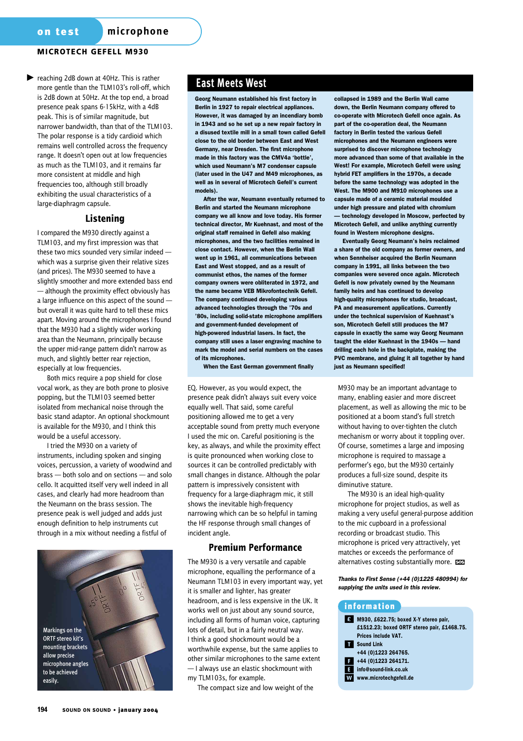reaching 2dB down at 40Hz. This is rather more gentle than the TLM103's roll-off, which is 2dB down at 50Hz. At the top end, a broad presence peak spans 6-15kHz, with a 4dB peak. This is of similar magnitude, but narrower bandwidth, than that of the TLM103. The polar response is a tidy cardioid which remains well controlled across the frequency range. It doesn't open out at low frequencies as much as the TLM103, and it remains far more consistent at middle and high frequencies too, although still broadly exhibiting the usual characteristics of a large-diaphragm capsule.

## Listening

I compared the M930 directly against a TLM103, and my first impression was that these two mics sounded very similar indeed — which was a surprise given their relative sizes (and prices). The M930 seemed to have a slightly smoother and more extended bass end — although the proximity effect obviously has a large influence on this aspect of the sound — but overall it was quite hard to tell these mics apart. Moving around the microphones I found that the M930 had a slightly wider working area than the Neumann, principally because the upper mid-range pattern didn't narrow as much, and slightly better rear rejection, especially at low frequencies.

Both mics require a pop shield for close vocal work, as they are both prone to plosive popping, but the TLM103 seemed better isolated from mechanical noise through the basic stand adaptor. An optional shockmount is available for the M930, and I think this would be a useful accessory.

I tried the M930 on a variety of instruments, including spoken and singing voices, percussion, a variety of woodwind and brass — both solo and on sections — and solo cello. It acquitted itself very well indeed in all cases, and clearly had more headroom than the Neumann on the brass session. The presence peak is well judged and adds just enough definition to help instruments cut through in a mix without needing a fistful of EQ. However, as you would expect, the presence peak didn't always suit every voice equally well. That said, some careful positioning allowed me to get a very acceptable sound from pretty much everyone I used the mic on. Careful positioning is the key, as always, and while the proximity effect is quite pronounced when working close to sources it can be controlled predictably with small changes in distance. Although the polar pattern is impressively consistent with frequency for a large-diaphragm mic, it still shows the inevitable high-frequency narrowing which can be so helpful in taming the HF response through small changes of incident angle.

## East Meets West

**Georg Neumann established his first factory in Berlin in 1927 to repair electrical appliances. However, it was damaged by an incendiary bomb in 1943 and so he set up a new repair factory in a disused textile mill in a small town called Gefell close to the old border between East and West Germany, near Dresden. The first microphone made in this factory was the CMV4a 'bottle', which used Neumann's M7 condenser capsule (later used in the U47 and M49 microphones, as well as in several of Microtech Gefell's current models).**

**After the war, Neumann eventually returned to Berlin and started the Neumann microphone company we all know and love today. His former technical director, Mr Kuehnast, and most of the original staff remained in Gefell also making microphones, and the two facilities remained in close contact. However, when the Berlin Wall went up in 1961, all communications between East and West stopped, and as a result of communist ethos, the names of the former company owners were obliterated in 1972, and the name became VEB Mikrofontechnik Gefell. The company continued developing various advanced technologies through the '70s and '80s, including solid-state microphone amplifiers and government-funded development of high-powered industrial lasers. In fact, the company still uses a laser engraving machine to mark the model and serial numbers on the cases of its microphones.**

**When the East German government finally collapsed in 1989 and the Berlin Wall came down, the Berlin Neumann company offered to co-operate with Microtech Gefell once again. As part of the co-operation deal, the Neumann factory in Berlin tested the various Gefell microphones and the Neumann engineers were surprised to discover microphone technology more advanced than some of that available in the West! For example, Microtech Gefell were using hybrid FET amplifiers in the 1970s, a decade before the same technology was adopted in the West. The M900 and M910 microphones use a capsule made of a ceramic material moulded under high pressure and plated with chromium — technology developed in Moscow, perfected by Microtech Gefell, and unlike anything currently found in Western microphone designs.**

**Eventually Georg Neumann's heirs reclaimed a share of the old company as former owners, and when Sennheiser acquired the Berlin Neumann company in 1991, all links between the two companies were severed once again. Microtech Gefell is now privately owned by the Neumann family heirs and has continued to develop high-quality microphones for studio, broadcast, PA and measurement applications. Currently under the technical supervision of Kuehnast's son, Microtech Gefell still produces the M7 capsule in exactly the same way Georg Neumann taught the elder Kuehnast in the 1940s — hand drilling each hole in the backplate, making the PVC membrane, and gluing it all together by hand just as Neumann specified!**

## Premium Performance

The M930 is a very versatile and capable microphone, equalling the performance of a Neumann TLM103 in every important way, yet it is smaller and lighter, has greater headroom, and is less expensive in the UK. It works well on just about any sound source, including all forms of human voice, capturing lots of detail, but in a fairly neutral way. I think a good shockmount would be a worthwhile expense, but the same applies to other similar microphones to the same extent — I always use an elastic shockmount with my TLM103s, for example.

The compact size and low weight of the M930 may be an important advantage to many, enabling easier and more discreet placement, as well as allowing the mic to be positioned at a boom stand's full stretch without having to over-tighten the clutch mechanism or worry about it toppling over. Of course, sometimes a large and imposing microphone is required to massage a performer's ego, but the M930 certainly produces a full-size sound, despite its diminutive stature.

The M930 is an ideal high-quality microphone for project studios, as well as making a very useful general-purpose addition to the mic cupboard in a professional recording or broadcast studio. This microphone is priced very attractively, yet matches or exceeds the performance of alternatives costing substantially more. SOS

Markings on the ORTF stereo kit's mounting brackets allow precise microphone angles to be achieved easily.

***Thanks to First Sense (+44 (0)1225 480994) for supplying the units used in this review.***

## information

**£** M930, £622.75; boxed X-Y stereo pair, £1512.23; boxed ORTF stereo pair, £1468.75. Prices include VAT.

**T** Sound Link +44 (0)1223 264765.

**F** +44 (0)1223 264171.

**E** info@sound-link.co.uk

**W** www.microtechgefell.de